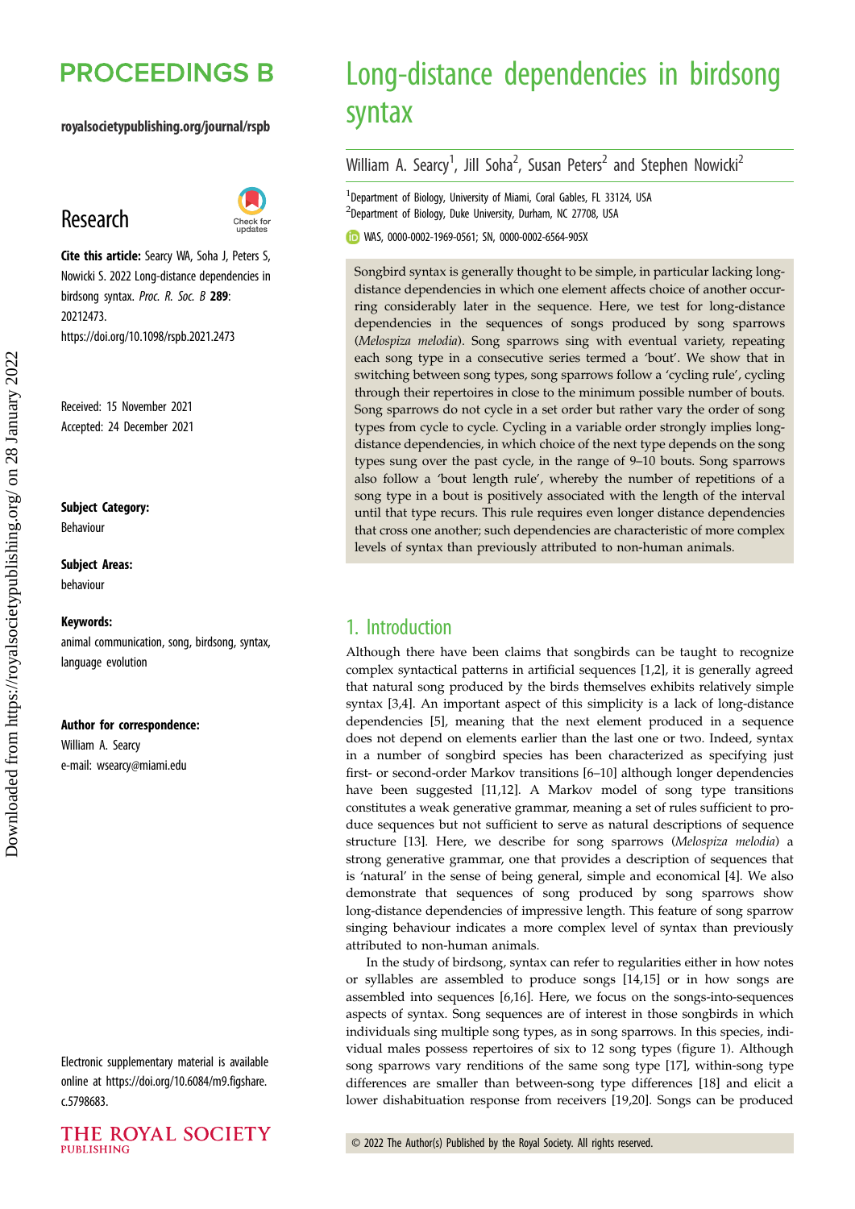# Long-distance dependencies in birdsong syntax

William A. Searcy[1], Jill Soha[2], Susan Peters[2] and Stephen Nowicki[2]

[1]Department of Biology, University of Miami, Coral Gables, FL 33124, USA
[2]Department of Biology, Duke University, Durham, NC 27708, USA

WAS, 0000-0002-1969-0561; SN, 0000-0002-6564-905X

**Research**

**Cite this article:** Searcy WA, Soha J, Peters S, Nowicki S. 2022 Long-distance dependencies in birdsong syntax. *Proc. R. Soc. B* **289**: 20212473. https://doi.org/10.1098/rspb.2021.2473

Received: 15 November 2021
Accepted: 24 December 2021

**Subject Category:**
Behaviour

**Subject Areas:**
behaviour

**Keywords:**
animal communication, song, birdsong, syntax, language evolution

**Author for correspondence:**
William A. Searcy
e-mail: wsearcy@miami.edu

Electronic supplementary material is available online at https://doi.org/10.6084/m9.figshare.c.5798683.

Songbird syntax is generally thought to be simple, in particular lacking long-distance dependencies in which one element affects choice of another occurring considerably later in the sequence. Here, we test for long-distance dependencies in the sequences of songs produced by song sparrows (*Melospiza melodia*). Song sparrows sing with eventual variety, repeating each song type in a consecutive series termed a 'bout'. We show that in switching between song types, song sparrows follow a 'cycling rule', cycling through their repertoires in close to the minimum possible number of bouts. Song sparrows do not cycle in a set order but rather vary the order of song types from cycle to cycle. Cycling in a variable order strongly implies long-distance dependencies, in which choice of the next type depends on the song types sung over the past cycle, in the range of 9–10 bouts. Song sparrows also follow a 'bout length rule', whereby the number of repetitions of a song type in a bout is positively associated with the length of the interval until that type recurs. This rule requires even longer distance dependencies that cross one another; such dependencies are characteristic of more complex levels of syntax than previously attributed to non-human animals.

## 1. Introduction

Although there have been claims that songbirds can be taught to recognize complex syntactical patterns in artificial sequences [1,2], it is generally agreed that natural song produced by the birds themselves exhibits relatively simple syntax [3,4]. An important aspect of this simplicity is a lack of long-distance dependencies [5], meaning that the next element produced in a sequence does not depend on elements earlier than the last one or two. Indeed, syntax in a number of songbird species has been characterized as specifying just first- or second-order Markov transitions [6–10] although longer dependencies have been suggested [11,12]. A Markov model of song type transitions constitutes a weak generative grammar, meaning a set of rules sufficient to produce sequences but not sufficient to serve as natural descriptions of sequence structure [13]. Here, we describe for song sparrows (*Melospiza melodia*) a strong generative grammar, one that provides a description of sequences that is 'natural' in the sense of being general, simple and economical [4]. We also demonstrate that sequences of song produced by song sparrows show long-distance dependencies of impressive length. This feature of song sparrow singing behaviour indicates a more complex level of syntax than previously attributed to non-human animals.

In the study of birdsong, syntax can refer to regularities either in how notes or syllables are assembled to produce songs [14,15] or in how songs are assembled into sequences [6,16]. Here, we focus on the songs-into-sequences aspects of syntax. Song sequences are of interest in those songbirds in which individuals sing multiple song types, as in song sparrows. In this species, individual males possess repertoires of six to 12 song types (figure 1). Although song sparrows vary renditions of the same song type [17], within-song type differences are smaller than between-song type differences [18] and elicit a lower dishabituation response from receivers [19,20]. Songs can be produced

© 2022 The Author(s) Published by the Royal Society. All rights reserved.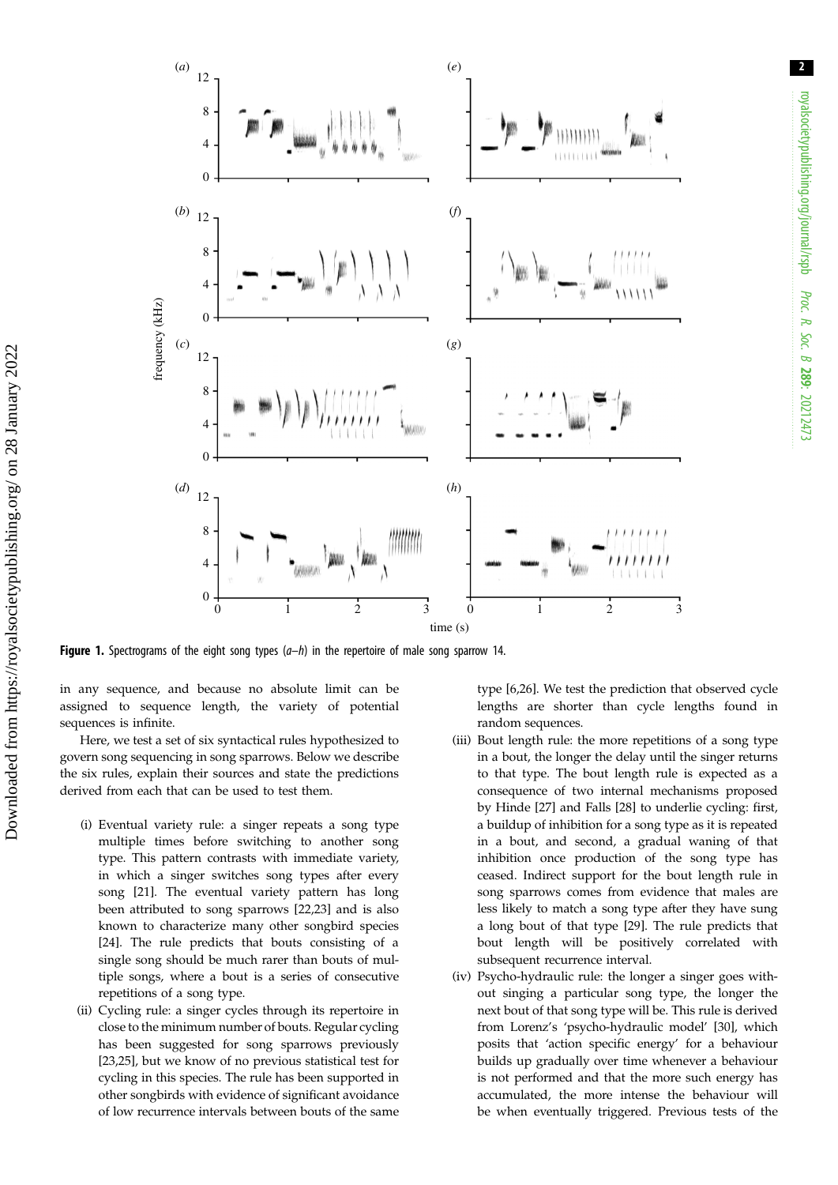**Figure 1.** Spectrograms of the eight song types (*a*–*h*) in the repertoire of male song sparrow 14.

in any sequence, and because no absolute limit can be assigned to sequence length, the variety of potential sequences is infinite.

Here, we test a set of six syntactical rules hypothesized to govern song sequencing in song sparrows. Below we describe the six rules, explain their sources and state the predictions derived from each that can be used to test them.

- (i) Eventual variety rule: a singer repeats a song type multiple times before switching to another song type. This pattern contrasts with immediate variety, in which a singer switches song types after every song [21]. The eventual variety pattern has long been attributed to song sparrows [22,23] and is also known to characterize many other songbird species [24]. The rule predicts that bouts consisting of a single song should be much rarer than bouts of multiple songs, where a bout is a series of consecutive repetitions of a song type.
- (ii) Cycling rule: a singer cycles through its repertoire in close to the minimum number of bouts. Regular cycling has been suggested for song sparrows previously [23,25], but we know of no previous statistical test for cycling in this species. The rule has been supported in other songbirds with evidence of significant avoidance of low recurrence intervals between bouts of the same type [6,26]. We test the prediction that observed cycle lengths are shorter than cycle lengths found in random sequences.
- (iii) Bout length rule: the more repetitions of a song type in a bout, the longer the delay until the singer returns to that type. The bout length rule is expected as a consequence of two internal mechanisms proposed by Hinde [27] and Falls [28] to underlie cycling: first, a buildup of inhibition for a song type as it is repeated in a bout, and second, a gradual waning of that inhibition once production of the song type has ceased. Indirect support for the bout length rule in song sparrows comes from evidence that males are less likely to match a song type after they have sung a long bout of that type [29]. The rule predicts that bout length will be positively correlated with subsequent recurrence interval.
- (iv) Psycho-hydraulic rule: the longer a singer goes without singing a particular song type, the longer the next bout of that song type will be. This rule is derived from Lorenz's 'psycho-hydraulic model' [30], which posits that 'action specific energy' for a behaviour builds up gradually over time whenever a behaviour is not performed and that the more such energy has accumulated, the more intense the behaviour will be when eventually triggered. Previous tests of the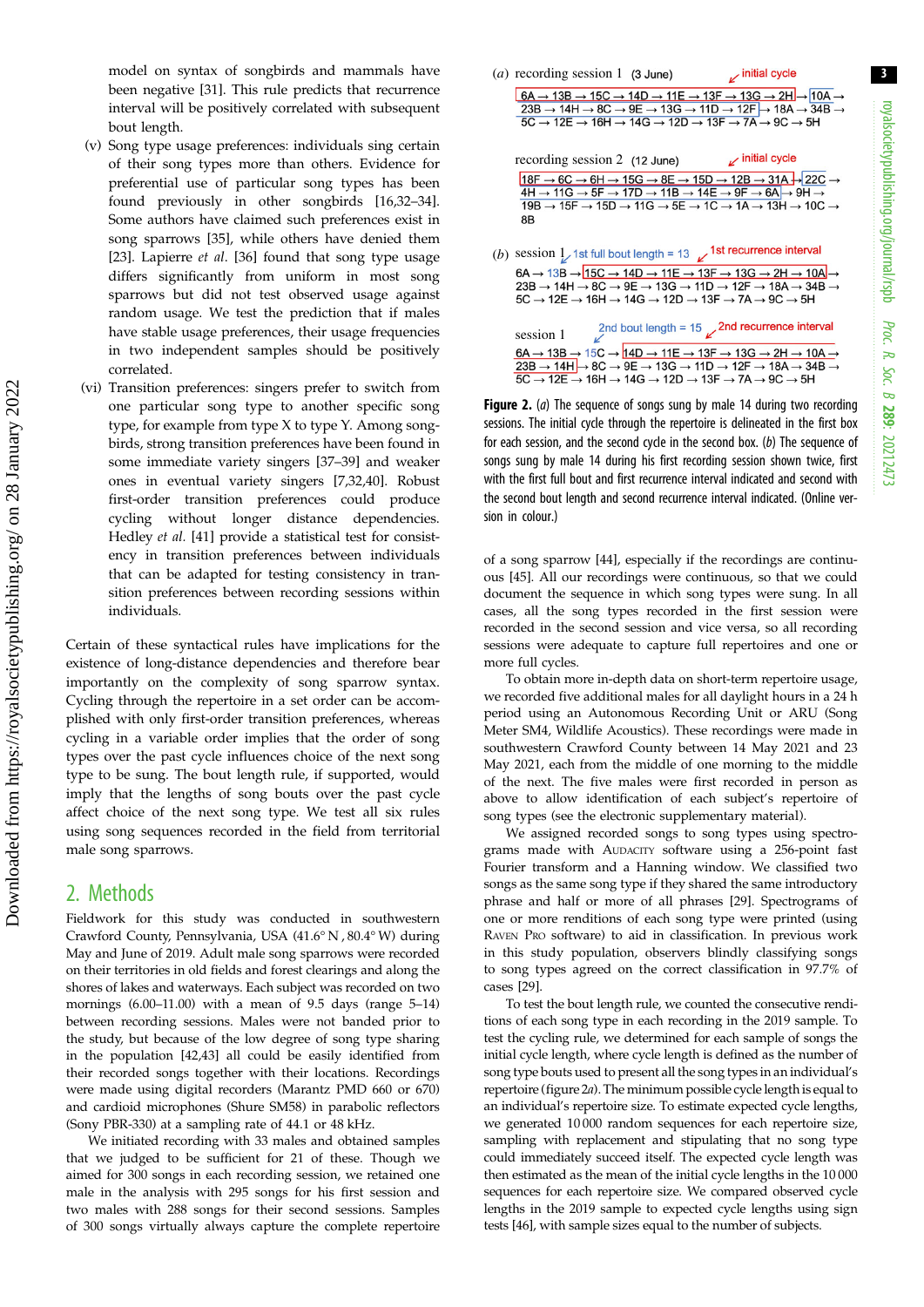model on syntax of songbirds and mammals have been negative [31]. This rule predicts that recurrence interval will be positively correlated with subsequent bout length.

(v) Song type usage preferences: individuals sing certain of their song types more than others. Evidence for preferential use of particular song types has been found in previously in other songbirds [16,32–34]. Some authors have claimed such preferences exist in song sparrows [35], while others have denied them [23]. Lapierre *et al*. [36] found that song type usage differs significantly from uniform in most song sparrows but did not test observed usage against random usage. We test the prediction that if males have stable usage preferences, their usage frequencies in two independent samples should be positively correlated.

(vi) Transition preferences: singers prefer to switch from one particular song type to another specific song type, for example from type X to type Y. Among songbirds, strong transition preferences have been found in some immediate variety singers [37–39] and weaker ones in eventual variety singers [7,32,40]. Robust first-order transition preferences could produce cycling without longer distance dependencies. Hedley *et al*. [41] provide a statistical test for consistency in transition preferences between individuals that can be adapted for testing consistency in transition preferences between recording sessions within individuals.

Certain of these syntactical rules have implications for the existence of long-distance dependencies and therefore bear importantly on the complexity of song sparrow syntax. Cycling through the repertoire in a set order can be accomplished with only first-order transition preferences, whereas cycling in a variable order implies that the order of song types over the past cycle influences choice of the next song type to be sung. The bout length rule, if supported, would imply that the lengths of song bouts over the past cycle affect choice of the next song type. We test all six rules using song sequences recorded in the field from territorial male song sparrows.

## 2. Methods

Fieldwork for this study was conducted in southwestern Crawford County, Pennsylvania, USA (41.6° N, 80.4° W) during May and June of 2019. Adult male song sparrows were recorded on their territories in old fields and forest clearings and along the shores of lakes and waterways. Each subject was recorded on two mornings (6.00–11.00) with a mean of 9.5 days (range 5–14) between recording sessions. Males were not banded prior to the study, but because of the low degree of song type sharing in the population [42,43] all could be easily identified from their recorded songs together with their locations. Recordings were made using digital recorders (Marantz PMD 660 or 670) and cardioid microphones (Shure SM58) in parabolic reflectors (Sony PBR-330) at a sampling rate of 44.1 or 48 kHz.

We initiated recording with 33 males and obtained samples that we judged to be sufficient for 21 of these. Though we aimed for 300 songs in each recording session, we retained one male in the analysis with 295 songs for his first session and two males with 288 songs for their second sessions. Samples of 300 songs virtually always capture the complete repertoire of a song sparrow [44], especially if the recordings are continuous [45]. All our recordings were continuous, so that we could document the sequence in which song types were sung. In all cases, all the song types recorded in the first session were recorded in the second session and vice versa, so all recording sessions were adequate to capture full repertoires and one or more full cycles.

To obtain more in-depth data on short-term repertoire usage, we recorded five additional males for all daylight hours in a 24 h period using an Autonomous Recording Unit or ARU (Song Meter SM4, Wildlife Acoustics). These recordings were made in southwestern Crawford County between 14 May 2021 and 23 May 2021, each from the middle of one morning to the middle of the next. The five males were first recorded in person as above to allow identification of each subject's repertoire of song types (see the electronic supplementary material).

We assigned recorded songs to song types by inspecting spectrograms made with Audacity software using a 256-point fast Fourier transform and a Hanning window. We classified two songs as the same song type if they shared the same introductory phrase and half or more of all phrases [29]. Spectrograms of one or more renditions of each song type were printed (using Raven Pro software) to aid in classification. In previous work in this study population, observers blindly classifying songs to song types agreed on the correct classification in 97.7% of cases [29].

To test the bout length rule, we counted the consecutive renditions of each song type in each recording in the 2019 sample. To test the cycling rule, we determined for each sample of songs the initial cycle length, where cycle length is defined as the number of song type bouts used to present all the song types in an individual's repertoire (figure 2*a*). The minimum possible cycle length is equal to an individual's repertoire size. To estimate expected cycle lengths, we generated 10 000 random sequences for each repertoire size, sampling with replacement and stipulating that no song type could immediately succeed itself. The expected cycle length was then estimated as the mean of the initial cycle lengths in the 10 000 sequences for each repertoire size. We compared observed cycle lengths in the 2019 sample to expected cycle lengths using sign tests [46], with sample sizes equal to the number of subjects.

(*a*) recording session 1 (3 June) — initial cycle

6A → 13B → 15C → 14D → 11E → 13F → 13G → 2H → 10A → 23B → 14H → 8C → 9E → 13G → 11D → 12F → 18A → 34B → 5C → 12E → 16H → 14G → 12D → 13F → 7A → 9C → 5H

recording session 2 (12 June) — initial cycle

18F → 6C → 6H → 15G → 8E → 15D → 12B → 31A → 22C → 4H → 11G → 5F → 17D → 11B → 14E → 9F → 6A → 9H → 19B → 15F → 15D → 11G → 5E → 1C → 1A → 13H → 10C → 8B

(*b*) session 1 — 1st full bout length = 13; 1st recurrence interval

6A → 13B → 15C → 14D → 11E → 13F → 13G → 2H → 10A → 23B → 14H → 8C → 9E → 13G → 11D → 12F → 18A → 34B → 5C → 12E → 16H → 14G → 12D → 13F → 7A → 9C → 5H

session 1 — 2nd bout length = 15; 2nd recurrence interval

6A → 13B → 15C → 14D → 11E → 13F → 13G → 2H → 10A → 23B → 14H → 8C → 9E → 13G → 11D → 12F → 18A → 34B → 5C → 12E → 16H → 14G → 12D → 13F → 7A → 9C → 5H

**Figure 2.** (*a*) The sequence of songs sung by male 14 during two recording sessions. The initial cycle through the repertoire is delineated in the first box for each session, and the second cycle in the second box. (*b*) The sequence of songs sung by male 14 during his first recording session shown twice, first with the first full bout and first recurrence interval indicated and second with the second bout length and second recurrence interval indicated. (Online version in colour.)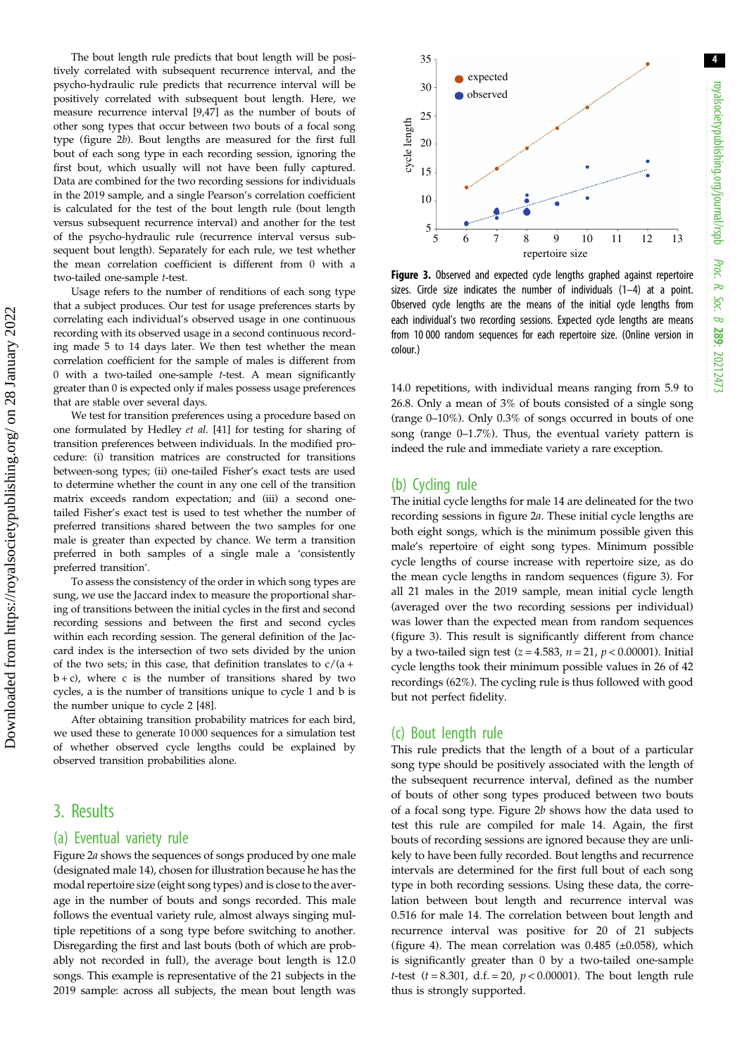The bout length rule predicts that bout length will be positively correlated with subsequent recurrence interval, and the psycho-hydraulic rule predicts that recurrence interval will be positively correlated with subsequent bout length. Here, we measure recurrence interval [9,47] as the number of bouts of other song types that occur between two bouts of a focal song type (figure 2*b*). Bout lengths are measured for the first full bout of each song type in each recording session, ignoring the first bout, which usually will not have been fully captured. Data are combined for the two recording sessions for individuals in the 2019 sample, and a single Pearson's correlation coefficient is calculated for the test of the bout length rule (bout length versus subsequent recurrence interval) and another for the test of the psycho-hydraulic rule (recurrence interval versus subsequent bout length). Separately for each rule, we test whether the mean correlation coefficient is different from 0 with a two-tailed one-sample *t*-test.

Usage refers to the number of renditions of each song type that a subject produces. Our test for usage preferences starts by correlating each individual's observed usage in one continuous recording with its observed usage in a second continuous recording made 5 to 14 days later. We then test whether the mean correlation coefficient for the sample of males is different from 0 with a two-tailed one-sample *t*-test. A mean significantly greater than 0 is expected only if males possess usage preferences that are stable over several days.

We test for transition preferences using a procedure based on one formulated by Hedley *et al*. [41] for testing for sharing of transition preferences between individuals. In the modified procedure: (i) transition matrices are constructed for transitions between-song types; (ii) one-tailed Fisher's exact tests are used to determine whether the count in any one cell of the transition matrix exceeds random expectation; and (iii) a second one-tailed Fisher's exact test is used to test whether the number of preferred transitions shared between the two samples for one male is greater than expected by chance. We term a transition preferred in both samples of a single male a 'consistently preferred transition'.

To assess the consistency of the order in which song types are sung, we use the Jaccard index to measure the proportional sharing of transitions between the initial cycles in the first and second recording sessions and between the first and second cycles within each recording session. The general definition of the Jaccard index is the intersection of two sets divided by the union of the two sets; in this case, that definition translates to $c/(a + b + c)$, where c is the number of transitions shared by two cycles, a is the number of transitions unique to cycle 1 and b is the number unique to cycle 2 [48].

After obtaining transition probability matrices for each bird, we used these to generate 10 000 sequences for a simulation test of whether observed cycle lengths could be explained by observed transition probabilities alone.

## 3. Results

### (a) Eventual variety rule

Figure 2*a* shows the sequences of songs produced by one male (designated male 14), chosen for illustration because he has the modal repertoire size (eight song types) and is close to the average in the number of bouts and songs recorded. This male follows the eventual variety rule, almost always singing multiple repetitions of a song type before switching to another. Disregarding the first and last bouts (both of which are probably not recorded in full), the average bout length is 12.0 songs. This example is representative of the 21 subjects in the 2019 sample: across all subjects, the mean bout length was 14.0 repetitions, with individual means ranging from 5.9 to 26.8. Only a mean of 3% of bouts consisted of a single song (range 0–10%). Only 0.3% of songs occurred in bouts of one song (range 0–1.7%). Thus, the eventual variety pattern is indeed the rule and immediate variety a rare exception.

**Figure 3.** Observed and expected cycle lengths graphed against repertoire sizes. Circle size indicates the number of individuals (1–4) at a point. Observed cycle lengths are the means of the initial cycle lengths from each individual's two recording sessions. Expected cycle lengths are means from 10 000 random sequences for each repertoire size. (Online version in colour.)

### (b) Cycling rule

The initial cycle lengths for male 14 are delineated for the two recording sessions in figure 2*a*. These initial cycle lengths are both eight songs, which is the minimum possible given this male's repertoire of eight song types. Minimum possible cycle lengths of course increase with repertoire size, as do the mean cycle lengths in random sequences (figure 3). For all 21 males in the 2019 sample, mean initial cycle length (averaged over the two recording sessions per individual) was lower than the expected mean from random sequences (figure 3). This result is significantly different from chance by a two-tailed sign test ($z = 4.583$, $n = 21$, $p < 0.00001$). Initial cycle lengths took their minimum possible values in 26 of 42 recordings (62%). The cycling rule is thus followed with good but not perfect fidelity.

### (c) Bout length rule

This rule predicts that the length of a bout of a particular song type should be positively associated with the length of the subsequent recurrence interval, defined as the number of bouts of other song types produced between two bouts of a focal song type. Figure 2*b* shows how the data used to test this rule are compiled for male 14. Again, the first bouts of recording sessions are ignored because they are unlikely to have been fully recorded. Bout lengths and recurrence intervals are determined for the first full bout of each song type in both recording sessions. Using these data, the correlation between bout length and recurrence interval was 0.516 for male 14. The correlation between bout length and recurrence interval was positive for 20 of 21 subjects (figure 4). The mean correlation was 0.485 (±0.058), which is significantly greater than 0 by a two-tailed one-sample *t*-test ($t = 8.301$, d.f. = 20, $p < 0.00001$). The bout length rule thus is strongly supported.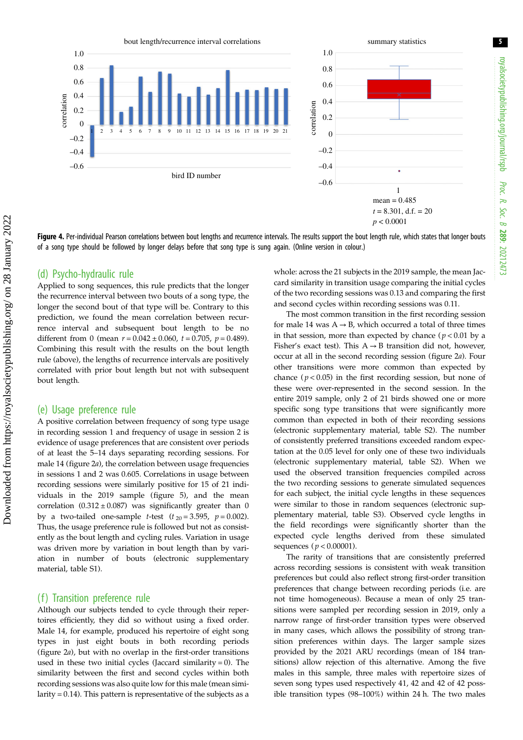**Figure 4.** Per-individual Pearson correlations between bout lengths and recurrence intervals. The results support the bout length rule, which states that longer bouts of a song type should be followed by longer delays before that song type is sung again. (Online version in colour.)

## (d) Psycho-hydraulic rule

Applied to song sequences, this rule predicts that the longer the recurrence interval between two bouts of a song type, the longer the second bout of that type will be. Contrary to this prediction, we found the mean correlation between recurrence interval and subsequent bout length to be no different from 0 (mean $r = 0.042 \pm 0.060$, $t = 0.705$, $p = 0.489$). Combining this result with the results on the bout length rule (above), the lengths of recurrence intervals are positively correlated with prior bout length but not with subsequent bout length.

## (e) Usage preference rule

A positive correlation between frequency of song type usage in recording session 1 and frequency of usage in session 2 is evidence of usage preferences that are consistent over periods of at least the 5–14 days separating recording sessions. For male 14 (figure 2*a*), the correlation between usage frequencies in sessions 1 and 2 was 0.605. Correlations in usage between recording sessions were similarly positive for 15 of 21 individuals in the 2019 sample (figure 5), and the mean correlation ($0.312 \pm 0.087$) was significantly greater than 0 by a two-tailed one-sample *t*-test ($t_{20} = 3.595$, $p = 0.002$). Thus, the usage preference rule is followed but not as consistently as the bout length and cycling rules. Variation in usage was driven more by variation in bout length than by variation in number of bouts (electronic supplementary material, table S1).

## (f) Transition preference rule

Although our subjects tended to cycle through their repertoires efficiently, they did so without using a fixed order. Male 14, for example, produced his repertoire of eight song types in just eight bouts in both recording periods (figure 2*a*), but with no overlap in the first-order transitions used in these two initial cycles (Jaccard similarity = 0). The similarity between the first and second cycles within both recording sessions was also quite low for this male (mean similarity = 0.14). This pattern is representative of the subjects as a whole: across the 21 subjects in the 2019 sample, the mean Jaccard similarity in transition usage comparing the initial cycles of the two recording sessions was 0.13 and comparing the first and second cycles within recording sessions was 0.11.

The most common transition in the first recording session for male 14 was A → B, which occurred a total of three times in that session, more than expected by chance ($p < 0.01$ by a Fisher's exact test). This A → B transition did not, however, occur at all in the second recording session (figure 2*a*). Four other transitions were more common than expected by chance ($p < 0.05$) in the first recording session, but none of these were over-represented in the second session. In the entire 2019 sample, only 2 of 21 birds showed one or more specific song type transitions that were significantly more common than expected in both of their recording sessions (electronic supplementary material, table S2). The number of consistently preferred transitions exceeded random expectation at the 0.05 level for only one of these two individuals (electronic supplementary material, table S2). When we used the observed transition frequencies compiled across the two recording sessions to generate simulated sequences for each subject, the initial cycle lengths in these sequences were similar to those in random sequences (electronic supplementary material, table S3). Observed cycle lengths in the field recordings were significantly shorter than the expected cycle lengths derived from these simulated sequences ($p < 0.00001$).

The rarity of transitions that are consistently preferred across recording sessions is consistent with weak transition preferences but could also reflect strong first-order transition preferences that change between recording periods (i.e. are not time homogeneous). Because a mean of only 25 transitions were sampled per recording session in 2019, only a narrow range of first-order transition types were observed in many cases, which allows the possibility of strong transition preferences within days. The larger sample sizes provided by the 2021 ARU recordings (mean of 184 transitions) allow rejection of this alternative. Among the five males in this sample, three males with repertoire sizes of seven song types used respectively 41, 42 and 42 of 42 possible transition types (98–100%) within 24 h. The two males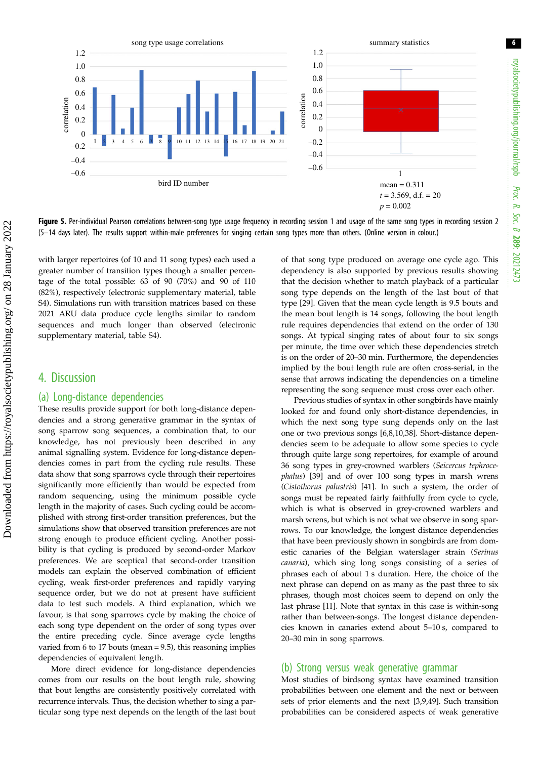**Figure 5.** Per-individual Pearson correlations between-song type usage frequency in recording session 1 and usage of the same song types in recording session 2 (5–14 days later). The results support within-male preferences for singing certain song types more than others. (Online version in colour.)

with larger repertoires (of 10 and 11 song types) each used a greater number of transition types though a smaller percentage of the total possible: 63 of 90 (70%) and 90 of 110 (82%), respectively (electronic supplementary material, table S4). Simulations run with transition matrices based on these 2021 ARU data produce cycle lengths similar to random sequences and much longer than observed (electronic supplementary material, table S4).

## 4. Discussion

### (a) Long-distance dependencies

These results provide support for both long-distance dependencies and a strong generative grammar in the syntax of song sparrow song sequences, a combination that, to our knowledge, has not previously been described in any animal signalling system. Evidence for long-distance dependencies comes in part from the cycling rule results. These data show that song sparrows cycle through their repertoires significantly more efficiently than would be expected from random sequencing, using the minimum possible cycle length in the majority of cases. Such cycling could be accomplished with strong first-order transition preferences, but the simulations show that observed transition preferences are not strong enough to produce efficient cycling. Another possibility is that cycling is produced by second-order Markov preferences. We are sceptical that second-order transition models can explain the observed combination of efficient cycling, weak first-order preferences and rapidly varying sequence order, but we do not at present have sufficient data to test such models. A third explanation, which we favour, is that song sparrows cycle by making the choice of each song type dependent on the order of song types over the entire preceding cycle. Since average cycle lengths varied from 6 to 17 bouts (mean = 9.5), this reasoning implies dependencies of equivalent length.

More direct evidence for long-distance dependencies comes from our results on the bout length rule, showing that bout lengths are consistently positively correlated with recurrence intervals. Thus, the decision whether to sing a particular song type next depends on the length of the last bout of that song type produced on average one cycle ago. This dependency is also supported by previous results showing that the decision whether to match playback of a particular song type depends on the length of the last bout of that type [29]. Given that the mean cycle length is 9.5 bouts and the mean bout length is 14 songs, following the bout length rule requires dependencies that extend on the order of 130 songs. At typical singing rates of about four to six songs per minute, the time over which these dependencies stretch is on the order of 20–30 min. Furthermore, the dependencies implied by the bout length rule are often cross-serial, in the sense that arrows indicating the dependencies on a timeline representing the song sequence must cross over each other.

Previous studies of syntax in other songbirds have mainly looked for and found only short-distance dependencies, in which the next song type sung depends only on the last one or two previous songs [6,8,10,38]. Short-distance dependencies seem to be adequate to allow some species to cycle through quite large song repertoires, for example of around 36 song types in grey-crowned warblers (*Seicercus tephrocephalus*) [39] and of over 100 song types in marsh wrens (*Cistothorus palustris*) [41]. In such a system, the order of songs must be repeated fairly faithfully from cycle to cycle, which is what is observed in grey-crowned warblers and marsh wrens, but which is not what we observe in song sparrows. To our knowledge, the longest distance dependencies that have been previously shown in songbirds are from domestic canaries of the Belgian waterslager strain (*Serinus canaria*), which sing long songs consisting of a series of phrases each of about 1 s duration. Here, the choice of the next phrase can depend on as many as the past three to six phrases, though most choices seem to depend on only the last phrase [11]. Note that syntax in this case is within-song rather than between-songs. The longest distance dependencies known in canaries extend about 5–10 s, compared to 20–30 min in song sparrows.

### (b) Strong versus weak generative grammar

Most studies of birdsong syntax have examined transition probabilities between one element and the next or between sets of prior elements and the next [3,9,49]. Such transition probabilities can be considered aspects of weak generative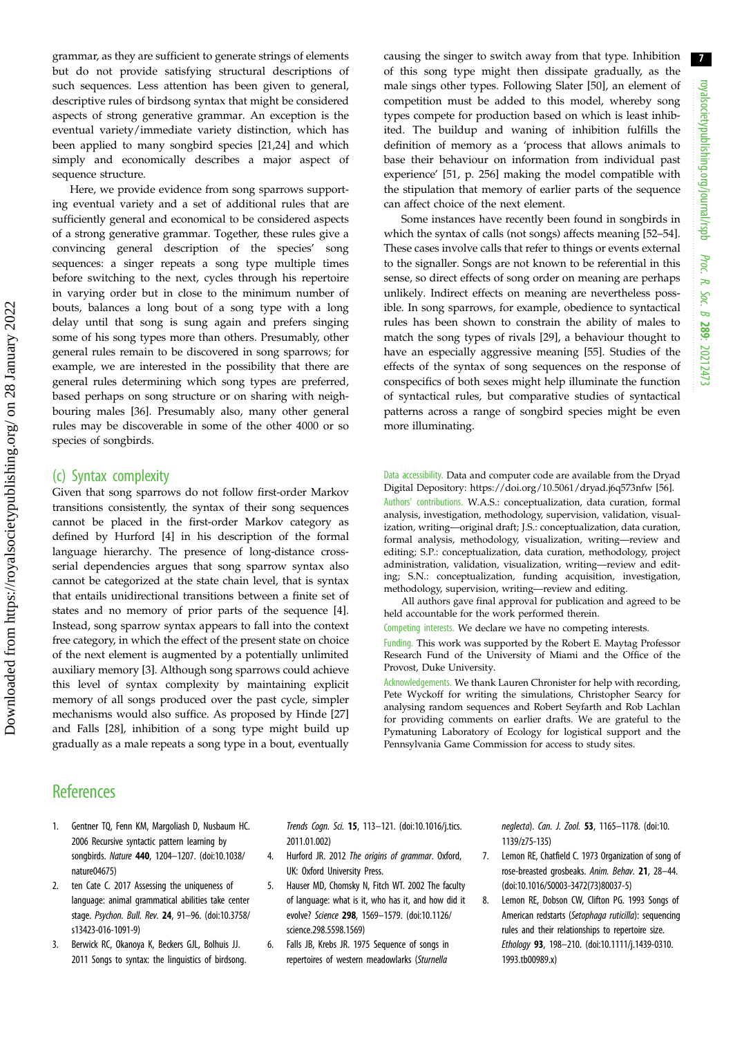grammar, as they are sufficient to generate strings of elements but do not provide satisfying structural descriptions of such sequences. Less attention has been given to general, descriptive rules of birdsong syntax that might be considered aspects of strong generative grammar. An exception is the eventual variety/immediate variety distinction, which has been applied to many songbird species [21,24] and which simply and economically describes a major aspect of sequence structure.

Here, we provide evidence from song sparrows supporting eventual variety and a set of additional rules that are sufficiently general and economical to be considered aspects of a strong generative grammar. Together, these rules give a convincing general description of the species' song sequences: a singer repeats a song type multiple times before switching to the next, cycles through his repertoire in varying order but in close to the minimum number of bouts, balances a long bout of a song type with a long delay until that song is sung again and prefers singing some of his song types more than others. Presumably, other general rules remain to be discovered in song sparrows; for example, we are interested in the possibility that there are general rules determining which song types are preferred, based perhaps on song structure or on sharing with neighbouring males [36]. Presumably also, many other general rules may be discoverable in some of the other 4000 or so species of songbirds.

## (c) Syntax complexity

Given that song sparrows do not follow first-order Markov transitions consistently, the syntax of their song sequences cannot be placed in the first-order Markov category as defined by Hurford [4] in his description of the formal language hierarchy. The presence of long-distance cross-serial dependencies argues that song sparrow syntax also cannot be categorized at the state chain level, that is syntax that entails unidirectional transitions between a finite set of states and no memory of prior parts of the sequence [4]. Instead, song sparrow syntax appears to fall into the context free category, in which the effect of the present state on choice of the next element is augmented by a potentially unlimited auxiliary memory [3]. Although song sparrows could achieve this level of syntax complexity by maintaining explicit memory of all songs produced over the past cycle, simpler mechanisms would also suffice. As proposed by Hinde [27] and Falls [28], inhibition of a song type might build up gradually as a male repeats a song type in a bout, eventually causing the singer to switch away from that type. Inhibition of this song type might then dissipate gradually, as the male sings other types. Following Slater [50], an element of competition must be added to this model, whereby song types compete for production based on which is least inhibited. The buildup and waning of inhibition fulfills the definition of memory as a 'process that allows animals to base their behaviour on information from individual past experience' [51, p. 256] making the model compatible with the stipulation that memory of earlier parts of the sequence can affect choice of the next element.

Some instances have recently been found in songbirds in which the syntax of calls (not songs) affects meaning [52–54]. These cases involve calls that refer to things or events external to the signaller. Songs are not known to be referential in this sense, so direct effects of song order on meaning are perhaps unlikely. Indirect effects on meaning are nevertheless possible. In song sparrows, for example, obedience to syntactical rules has been shown to constrain the ability of males to match the song types of rivals [29], a behaviour thought to have an especially aggressive meaning [55]. Studies of the effects of the syntax of song sequences on the response of conspecifics of both sexes might help illuminate the function of syntactical rules, but comparative studies of syntactical patterns across a range of songbird species might be even more illuminating.

Data accessibility. Data and computer code are available from the Dryad Digital Depository: https://doi.org/10.5061/dryad.j6q573nfw [56].

Authors' contributions. W.A.S.: conceptualization, data curation, formal analysis, investigation, methodology, supervision, validation, visualization, writing—original draft; J.S.: conceptualization, data curation, formal analysis, methodology, visualization, writing—review and editing; S.P.: conceptualization, data curation, methodology, project administration, validation, visualization, writing—review and editing; S.N.: conceptualization, funding acquisition, investigation, methodology, supervision, writing—review and editing.

All authors gave final approval for publication and agreed to be held accountable for the work performed therein.

Competing interests. We declare we have no competing interests.

Funding. This work was supported by the Robert E. Maytag Professor Research Fund of the University of Miami and the Office of the Provost, Duke University.

Acknowledgements. We thank Lauren Chronister for help with recording, Pete Wyckoff for writing the simulations, Christopher Searcy for analysing random sequences and Robert Seyfarth and Rob Lachlan for providing comments on earlier drafts. We are grateful to the Pymatuning Laboratory of Ecology for logistical support and the Pennsylvania Game Commission for access to study sites.

# References

1. Gentner TQ, Fenn KM, Margoliash D, Nusbaum HC. 2006 Recursive syntactic pattern learning by songbirds. *Nature* **440**, 1204–1207. (doi:10.1038/nature04675)
2. ten Cate C. 2017 Assessing the uniqueness of language: animal grammatical abilities take center stage. *Psychon. Bull. Rev.* **24**, 91–96. (doi:10.3758/s13423-016-1091-9)
3. Berwick RC, Okanoya K, Beckers GJL, Bolhuis JJ. 2011 Songs to syntax: the linguistics of birdsong. *Trends Cogn. Sci.* **15**, 113–121. (doi:10.1016/j.tics.2011.01.002)
4. Hurford JR. 2012 *The origins of grammar*. Oxford, UK: Oxford University Press.
5. Hauser MD, Chomsky N, Fitch WT. 2002 The faculty of language: what is it, who has it, and how did it evolve? *Science* **298**, 1569–1579. (doi:10.1126/science.298.5598.1569)
6. Falls JB, Krebs JR. 1975 Sequence of songs in repertoires of western meadowlarks (*Sturnella neglecta*). *Can. J. Zool.* **53**, 1165–1178. (doi:10.1139/z75-135)
7. Lemon RE, Chatfield C. 1973 Organization of song of rose-breasted grosbeaks. *Anim. Behav.* **21**, 28–44. (doi:10.1016/S0003-3472(73)80037-5)
8. Lemon RE, Dobson CW, Clifton PG. 1993 Songs of American redstarts (*Setophaga ruticilla*): sequencing rules and their relationships to repertoire size. *Ethology* **93**, 198–210. (doi:10.1111/j.1439-0310.1993.tb00989.x)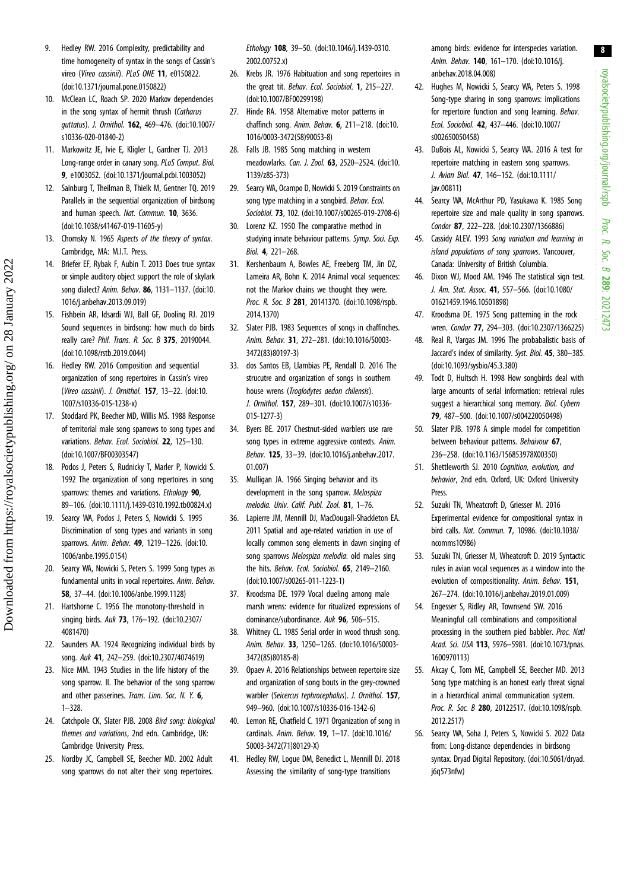9. Hedley RW. 2016 Complexity, predictability and time homogeneity of syntax in the songs of Cassin's vireo (*Vireo cassinii*). *PLoS ONE* **11**, e0150822. (doi:10.1371/journal.pone.0150822)
10. McClean LC, Roach SP. 2020 Markov dependencies in the song syntax of hermit thrush (*Catharus guttatus*). *J. Ornithol.* **162**, 469–476. (doi:10.1007/s10336-020-01840-2)
11. Markowitz JE, Ivie E, Kligler L, Gardner TJ. 2013 Long-range order in canary song. *PLoS Comput. Biol.* **9**, e1003052. (doi:10.1371/journal.pcbi.1003052)
12. Sainburg T, Theilman B, Thielk M, Gentner TQ. 2019 Parallels in the sequential organization of birdsong and human speech. *Nat. Commun.* **10**, 3636. (doi:10.1038/s41467-019-11605-y)
13. Chomsky N. 1965 *Aspects of the theory of syntax*. Cambridge, MA: M.I.T. Press.
14. Briefer EF, Rybak F, Aubin T. 2013 Does true syntax or simple auditory object support the role of skylark song dialect? *Anim. Behav.* **86**, 1131–1137. (doi:10.1016/j.anbehav.2013.09.019)
15. Fishbein AR, Idsardi WJ, Ball GF, Dooling RJ. 2019 Sound sequences in birdsong: how much do birds really care? *Phil. Trans. R. Soc. B* **375**, 20190044. (doi:10.1098/rstb.2019.0044)
16. Hedley RW. 2016 Composition and sequential organization of song repertoires in Cassin's vireo (*Vireo cassinii*). *J. Ornithol.* **157**, 13–22. (doi:10.1007/s10336-015-1238-x)
17. Stoddard PK, Beecher MD, Willis MS. 1988 Response of territorial male song sparrows to song types and variations. *Behav. Ecol. Sociobiol.* **22**, 125–130. (doi:10.1007/BF00303547)
18. Podos J, Peters S, Rudnicky T, Marler P, Nowicki S. 1992 The organization of song repertoires in song sparrows: themes and variations. *Ethology* **90**, 89–106. (doi:10.1111/j.1439-0310.1992.tb00824.x)
19. Searcy WA, Podos J, Peters S, Nowicki S. 1995 Discrimination of song types and variants in song sparrows. *Anim. Behav.* **49**, 1219–1226. (doi:10.1006/anbe.1995.0154)
20. Searcy WA, Nowicki S, Peters S. 1999 Song types as fundamental units in vocal repertoires. *Anim. Behav.* **58**, 37–44. (doi:10.1006/anbe.1999.1128)
21. Hartshorne C. 1956 The monotony-threshold in singing birds. *Auk* **73**, 176–192. (doi:10.2307/4081470)
22. Saunders AA. 1924 Recognizing individual birds by song. *Auk* **41**, 242–259. (doi:10.2307/4074619)
23. Nice MM. 1943 Studies in the life history of the song sparrow. II. The behavior of the song sparrow and other passerines. *Trans. Linn. Soc. N. Y.* **6**, 1–328.
24. Catchpole CK, Slater PJB. 2008 *Bird song: biological themes and variations*, 2nd edn. Cambridge, UK: Cambridge University Press.
25. Nordby JC, Campbell SE, Beecher MD. 2002 Adult song sparrows do not alter their song repertoires. *Ethology* **108**, 39–50. (doi:10.1046/j.1439-0310.2002.00752.x)
26. Krebs JR. 1976 Habituation and song repertoires in the great tit. *Behav. Ecol. Sociobiol.* **1**, 215–227. (doi:10.1007/BF00299198)
27. Hinde RA. 1958 Alternative motor patterns in chaffinch song. *Anim. Behav.* **6**, 211–218. (doi:10.1016/0003-3472(58)90053-8)
28. Falls JB. 1985 Song matching in western meadowlarks. *Can. J. Zool.* **63**, 2520–2524. (doi:10.1139/z85-373)
29. Searcy WA, Ocampo D, Nowicki S. 2019 Constraints on song type matching in a songbird. *Behav. Ecol. Sociobiol.* **73**, 102. (doi:10.1007/s00265-019-2708-6)
30. Lorenz KZ. 1950 The comparative method in studying innate behaviour patterns. *Symp. Soci. Exp. Biol.* **4**, 221–268.
31. Kershenbaum A, Bowles AE, Freeberg TM, Jin DZ, Lameira AR, Bohn K. 2014 Animal vocal sequences: not the Markov chains we thought they were. *Proc. R. Soc. B* **281**, 20141370. (doi:10.1098/rspb.2014.1370)
32. Slater PJB. 1983 Sequences of songs in chaffinches. *Anim. Behav.* **31**, 272–281. (doi:10.1016/S0003-3472(83)80197-3)
33. dos Santos EB, Llambias PE, Rendall D. 2016 The strucutre and organization of songs in southern house wrens (*Troglodytes aedon chilensis*). *J. Ornithol.* **157**, 289–301. (doi:10.1007/s10336-015-1277-3)
34. Byers BE. 2017 Chestnut-sided warblers use rare song types in extreme aggressive contexts. *Anim. Behav.* **125**, 33–39. (doi:10.1016/j.anbehav.2017.01.007)
35. Mulligan JA. 1966 Singing behavior and its development in the song sparrow. *Melospiza melodia*. *Univ. Calif. Publ. Zool.* **81**, 1–76.
36. Lapierre JM, Mennill DJ, MacDougall-Shackleton EA. 2011 Spatial and age-related variation in use of locally common song elements in dawn singing of song sparrows *Melospiza melodia*: old males sing the hits. *Behav. Ecol. Sociobiol.* **65**, 2149–2160. (doi:10.1007/s00265-011-1223-1)
37. Kroodsma DE. 1979 Vocal dueling among male marsh wrens: evidence for ritualized expressions of dominance/subordinance. *Auk* **96**, 506–515.
38. Whitney CL. 1985 Serial order in wood thrush song. *Anim. Behav.* **33**, 1250–1265. (doi:10.1016/S0003-3472(85)80185-8)
39. Opaev A. 2016 Relationships between repertoire size and organization of song bouts in the grey-crowned warbler (*Seicercus tephrocephalus*). *J. Ornithol.* **157**, 949–960. (doi:10.1007/s10336-016-1342-6)
40. Lemon RE, Chatfield C. 1971 Organization of song in cardinals. *Anim. Behav.* **19**, 1–17. (doi:10.1016/S0003-3472(71)80129-X)
41. Hedley RW, Logue DM, Benedict L, Mennill DJ. 2018 Assessing the similarity of song-type transitions among birds: evidence for interspecies variation. *Anim. Behav.* **140**, 161–170. (doi:10.1016/j.anbehav.2018.04.008)
42. Hughes M, Nowicki S, Searcy WA, Peters S. 1998 Song-type sharing in song sparrows: implications for repertoire function and song learning. *Behav. Ecol. Sociobiol.* **42**, 437–446. (doi:10.1007/s002650050458)
43. DuBois AL, Nowicki S, Searcy WA. 2016 A test for repertoire matching in eastern song sparrows. *J. Avian Biol.* **47**, 146–152. (doi:10.1111/jav.00811)
44. Searcy WA, McArthur PD, Yasukawa K. 1985 Song repertoire size and male quality in song sparrows. *Condor* **87**, 222–228. (doi:10.2307/1366886)
45. Cassidy ALEV. 1993 *Song variation and learning in island populations of song sparrows*. Vancouver, Canada: University of British Columbia.
46. Dixon WJ, Mood AM. 1946 The statistical sign test. *J. Am. Stat. Assoc.* **41**, 557–566. (doi:10.1080/01621459.1946.10501898)
47. Kroodsma DE. 1975 Song patterning in the rock wren. *Condor* **77**, 294–303. (doi:10.2307/1366225)
48. Real R, Vargas JM. 1996 The probabalistic basis of Jaccard's index of similarity. *Syst. Biol.* **45**, 380–385. (doi:10.1093/sysbio/45.3.380)
49. Todt D, Hultsch H. 1998 How songbirds deal with large amounts of serial information: retrieval rules suggest a hierarchical song memory. *Biol. Cybern* **79**, 487–500. (doi:10.1007/s004220050498)
50. Slater PJB. 1978 A simple model for competition between behaviour patterns. *Behaivour* **67**, 236–258. (doi:10.1163/156853978X00350)
51. Shettleworth SJ. 2010 *Cognition, evolution, and behavior*, 2nd edn. Oxford, UK: Oxford University Press.
52. Suzuki TN, Wheatcroft D, Griesser M. 2016 Experimental evidence for compositional syntax in bird calls. *Nat. Commun.* **7**, 10986. (doi:10.1038/ncomms10986)
53. Suzuki TN, Griesser M, Wheatcroft D. 2019 Syntactic rules in avian vocal sequences as a window into the evolution of compositionality. *Anim. Behav.* **151**, 267–274. (doi:10.1016/j.anbehav.2019.01.009)
54. Engesser S, Ridley AR, Townsend SW. 2016 Meaningful call combinations and compositional processing in the southern pied babbler. *Proc. Natl Acad. Sci. USA* **113**, 5976–5981. (doi:10.1073/pnas.1600970113)
55. Akcay C, Tom ME, Campbell SE, Beecher MD. 2013 Song type matching is an honest early threat signal in a hierarchical animal communication system. *Proc. R. Soc. B* **280**, 20122517. (doi:10.1098/rspb.2012.2517)
56. Searcy WA, Soha J, Peters S, Nowicki S. 2022 Data from: Long-distance dependencies in birdsong syntax. Dryad Digital Repository. (doi:10.5061/dryad.j6q573nfw)